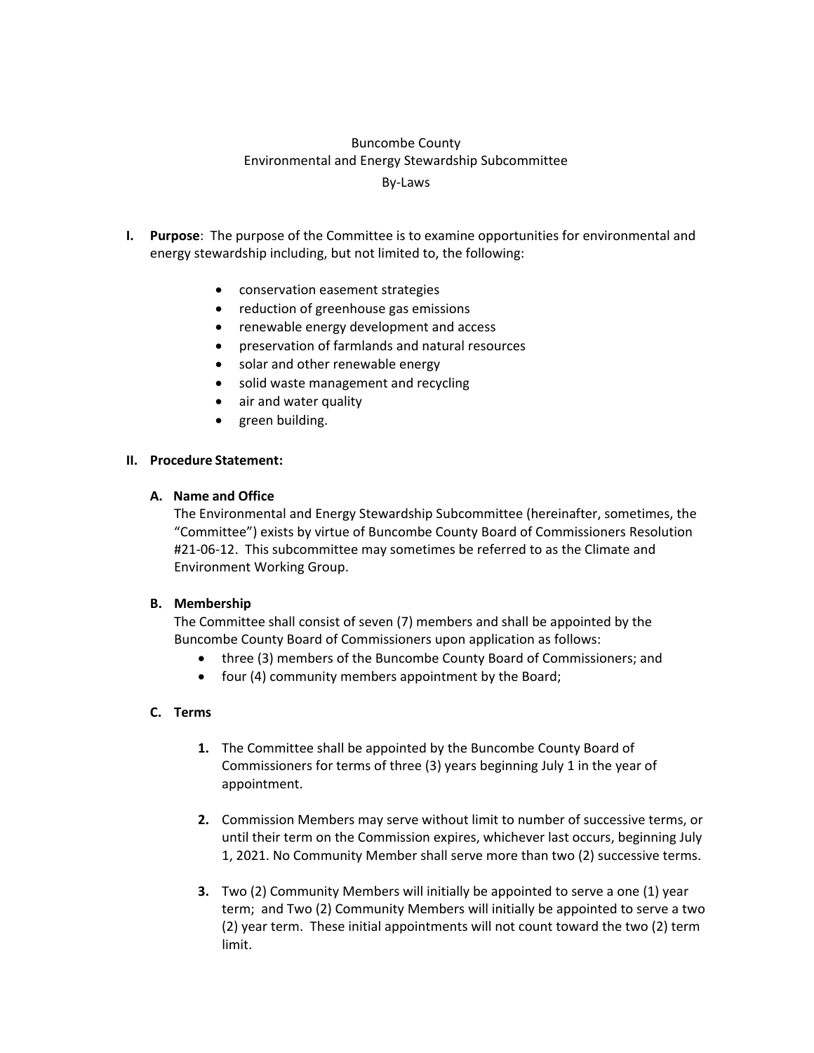Buncombe County
Environmental and Energy Stewardship Subcommittee
By-Laws

**I. Purpose**: The purpose of the Committee is to examine opportunities for environmental and energy stewardship including, but not limited to, the following:

- conservation easement strategies
- reduction of greenhouse gas emissions
- renewable energy development and access
- preservation of farmlands and natural resources
- solar and other renewable energy
- solid waste management and recycling
- air and water quality
- green building.

**II. Procedure Statement:**

**A. Name and Office**

The Environmental and Energy Stewardship Subcommittee (hereinafter, sometimes, the "Committee") exists by virtue of Buncombe County Board of Commissioners Resolution #21-06-12. This subcommittee may sometimes be referred to as the Climate and Environment Working Group.

**B. Membership**

The Committee shall consist of seven (7) members and shall be appointed by the Buncombe County Board of Commissioners upon application as follows:

- three (3) members of the Buncombe County Board of Commissioners; and
- four (4) community members appointment by the Board;

**C. Terms**

1. The Committee shall be appointed by the Buncombe County Board of Commissioners for terms of three (3) years beginning July 1 in the year of appointment.

2. Commission Members may serve without limit to number of successive terms, or until their term on the Commission expires, whichever last occurs, beginning July 1, 2021. No Community Member shall serve more than two (2) successive terms.

3. Two (2) Community Members will initially be appointed to serve a one (1) year term; and Two (2) Community Members will initially be appointed to serve a two (2) year term. These initial appointments will not count toward the two (2) term limit.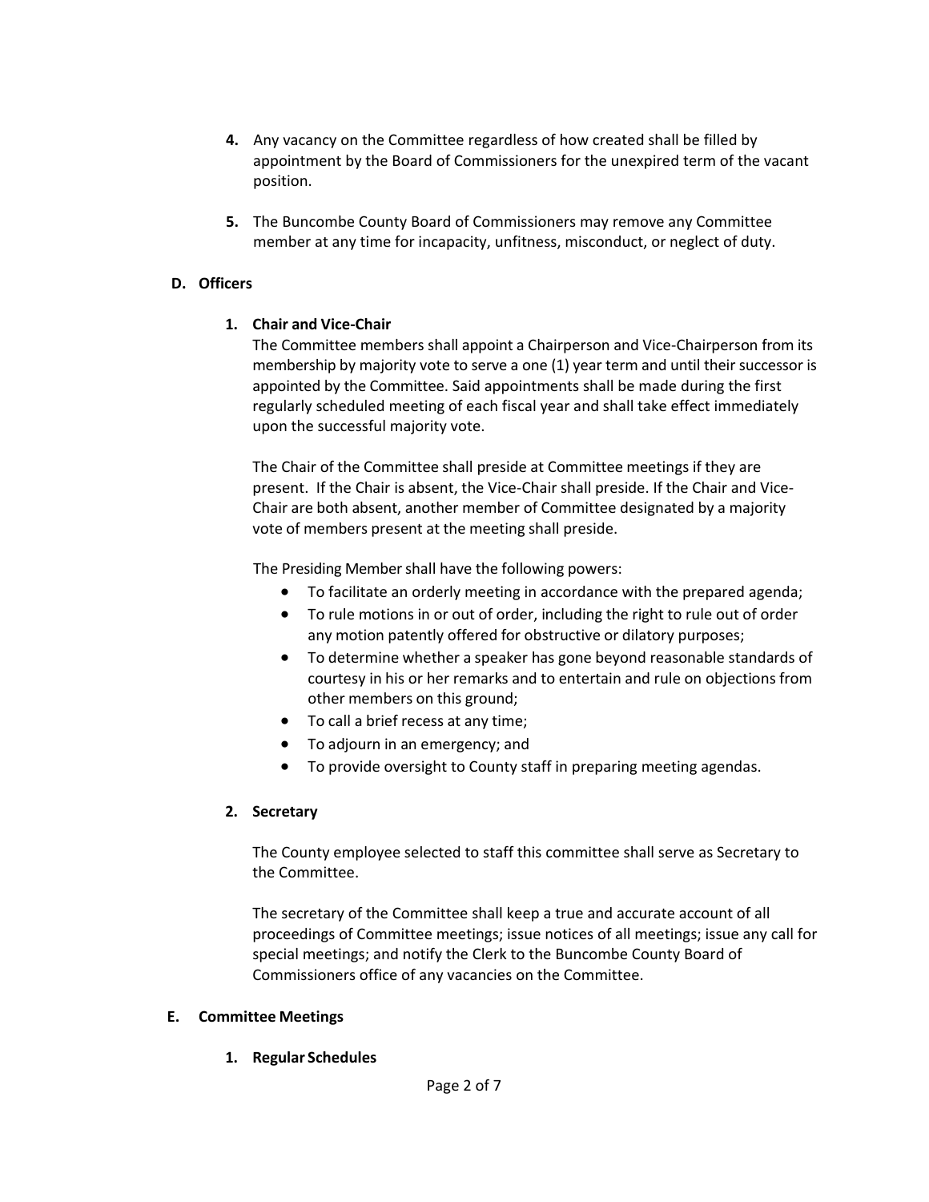4. Any vacancy on the Committee regardless of how created shall be filled by appointment by the Board of Commissioners for the unexpired term of the vacant position.

5. The Buncombe County Board of Commissioners may remove any Committee member at any time for incapacity, unfitness, misconduct, or neglect of duty.

## D. Officers

### 1. Chair and Vice-Chair

The Committee members shall appoint a Chairperson and Vice-Chairperson from its membership by majority vote to serve a one (1) year term and until their successor is appointed by the Committee. Said appointments shall be made during the first regularly scheduled meeting of each fiscal year and shall take effect immediately upon the successful majority vote.

The Chair of the Committee shall preside at Committee meetings if they are present. If the Chair is absent, the Vice-Chair shall preside. If the Chair and Vice-Chair are both absent, another member of Committee designated by a majority vote of members present at the meeting shall preside.

The Presiding Member shall have the following powers:

- To facilitate an orderly meeting in accordance with the prepared agenda;
- To rule motions in or out of order, including the right to rule out of order any motion patently offered for obstructive or dilatory purposes;
- To determine whether a speaker has gone beyond reasonable standards of courtesy in his or her remarks and to entertain and rule on objections from other members on this ground;
- To call a brief recess at any time;
- To adjourn in an emergency; and
- To provide oversight to County staff in preparing meeting agendas.

### 2. Secretary

The County employee selected to staff this committee shall serve as Secretary to the Committee.

The secretary of the Committee shall keep a true and accurate account of all proceedings of Committee meetings; issue notices of all meetings; issue any call for special meetings; and notify the Clerk to the Buncombe County Board of Commissioners office of any vacancies on the Committee.

## E. Committee Meetings

### 1. Regular Schedules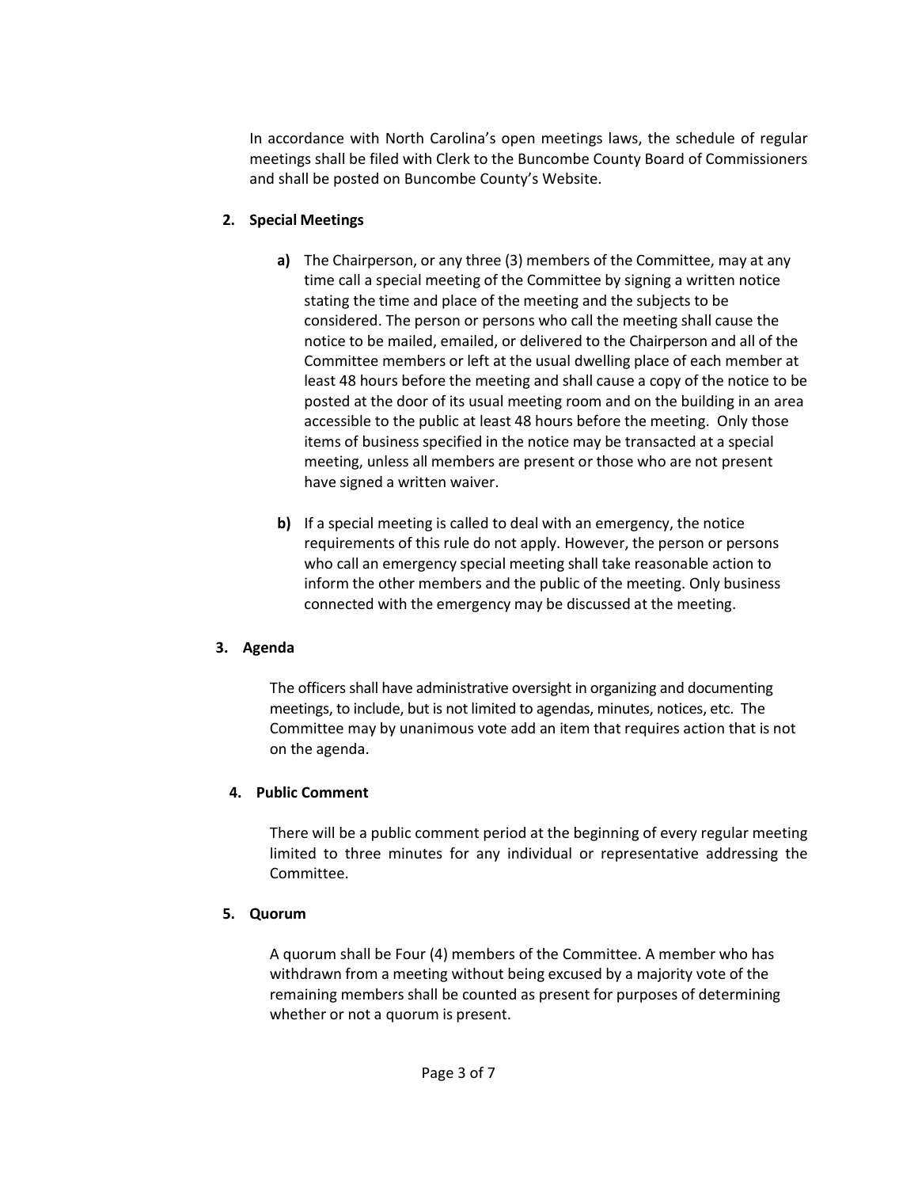In accordance with North Carolina's open meetings laws, the schedule of regular meetings shall be filed with Clerk to the Buncombe County Board of Commissioners and shall be posted on Buncombe County's Website.

**2. Special Meetings**

**a)** The Chairperson, or any three (3) members of the Committee, may at any time call a special meeting of the Committee by signing a written notice stating the time and place of the meeting and the subjects to be considered. The person or persons who call the meeting shall cause the notice to be mailed, emailed, or delivered to the Chairperson and all of the Committee members or left at the usual dwelling place of each member at least 48 hours before the meeting and shall cause a copy of the notice to be posted at the door of its usual meeting room and on the building in an area accessible to the public at least 48 hours before the meeting. Only those items of business specified in the notice may be transacted at a special meeting, unless all members are present or those who are not present have signed a written waiver.

**b)** If a special meeting is called to deal with an emergency, the notice requirements of this rule do not apply. However, the person or persons who call an emergency special meeting shall take reasonable action to inform the other members and the public of the meeting. Only business connected with the emergency may be discussed at the meeting.

**3. Agenda**

The officers shall have administrative oversight in organizing and documenting meetings, to include, but is not limited to agendas, minutes, notices, etc. The Committee may by unanimous vote add an item that requires action that is not on the agenda.

**4. Public Comment**

There will be a public comment period at the beginning of every regular meeting limited to three minutes for any individual or representative addressing the Committee.

**5. Quorum**

A quorum shall be Four (4) members of the Committee. A member who has withdrawn from a meeting without being excused by a majority vote of the remaining members shall be counted as present for purposes of determining whether or not a quorum is present.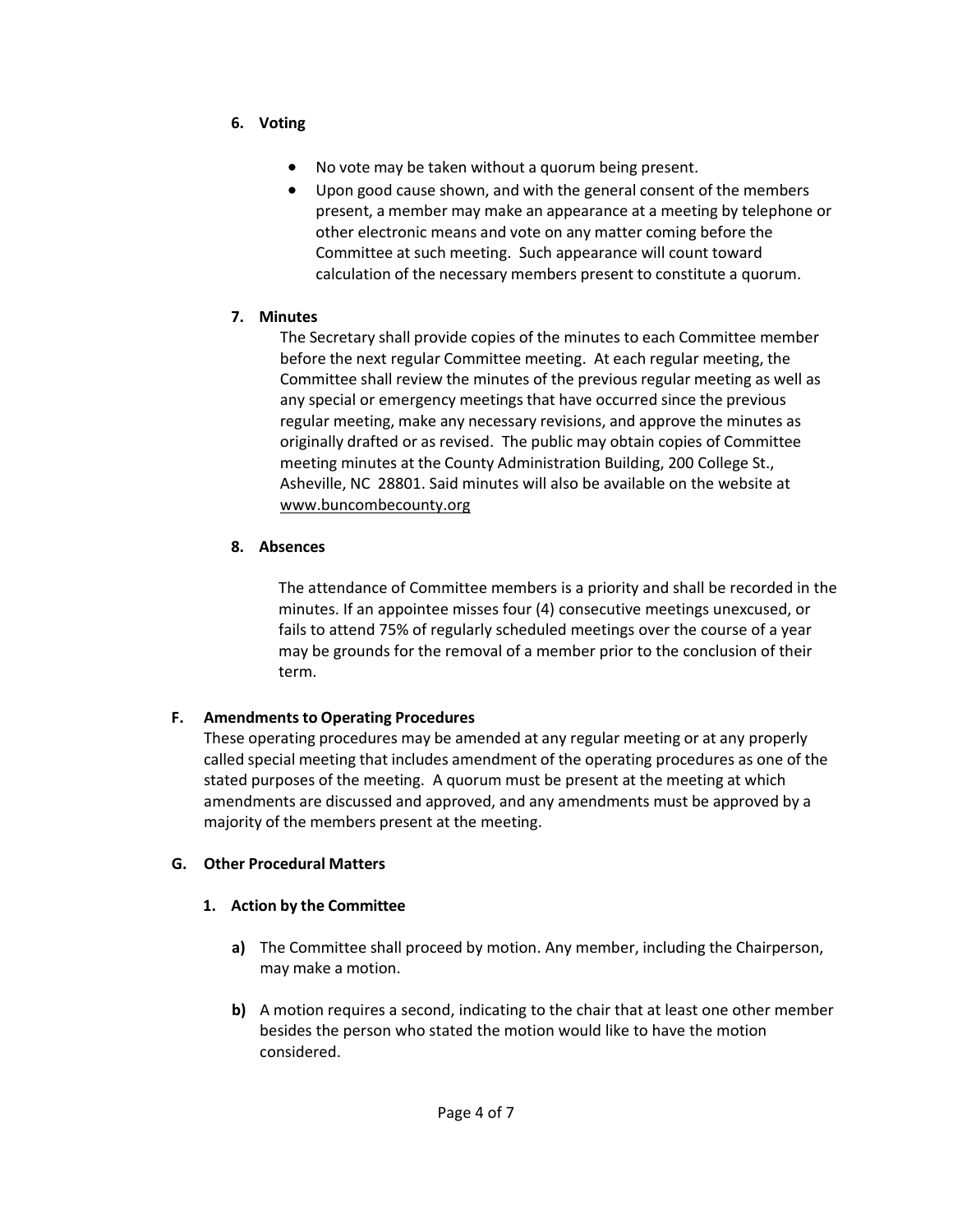**6. Voting**

- No vote may be taken without a quorum being present.
- Upon good cause shown, and with the general consent of the members present, a member may make an appearance at a meeting by telephone or other electronic means and vote on any matter coming before the Committee at such meeting. Such appearance will count toward calculation of the necessary members present to constitute a quorum.

**7. Minutes**

The Secretary shall provide copies of the minutes to each Committee member before the next regular Committee meeting. At each regular meeting, the Committee shall review the minutes of the previous regular meeting as well as any special or emergency meetings that have occurred since the previous regular meeting, make any necessary revisions, and approve the minutes as originally drafted or as revised. The public may obtain copies of Committee meeting minutes at the County Administration Building, 200 College St., Asheville, NC 28801. Said minutes will also be available on the website at www.buncombecounty.org

**8. Absences**

The attendance of Committee members is a priority and shall be recorded in the minutes. If an appointee misses four (4) consecutive meetings unexcused, or fails to attend 75% of regularly scheduled meetings over the course of a year may be grounds for the removal of a member prior to the conclusion of their term.

## F. Amendments to Operating Procedures

These operating procedures may be amended at any regular meeting or at any properly called special meeting that includes amendment of the operating procedures as one of the stated purposes of the meeting. A quorum must be present at the meeting at which amendments are discussed and approved, and any amendments must be approved by a majority of the members present at the meeting.

## G. Other Procedural Matters

**1. Action by the Committee**

**a)** The Committee shall proceed by motion. Any member, including the Chairperson, may make a motion.

**b)** A motion requires a second, indicating to the chair that at least one other member besides the person who stated the motion would like to have the motion considered.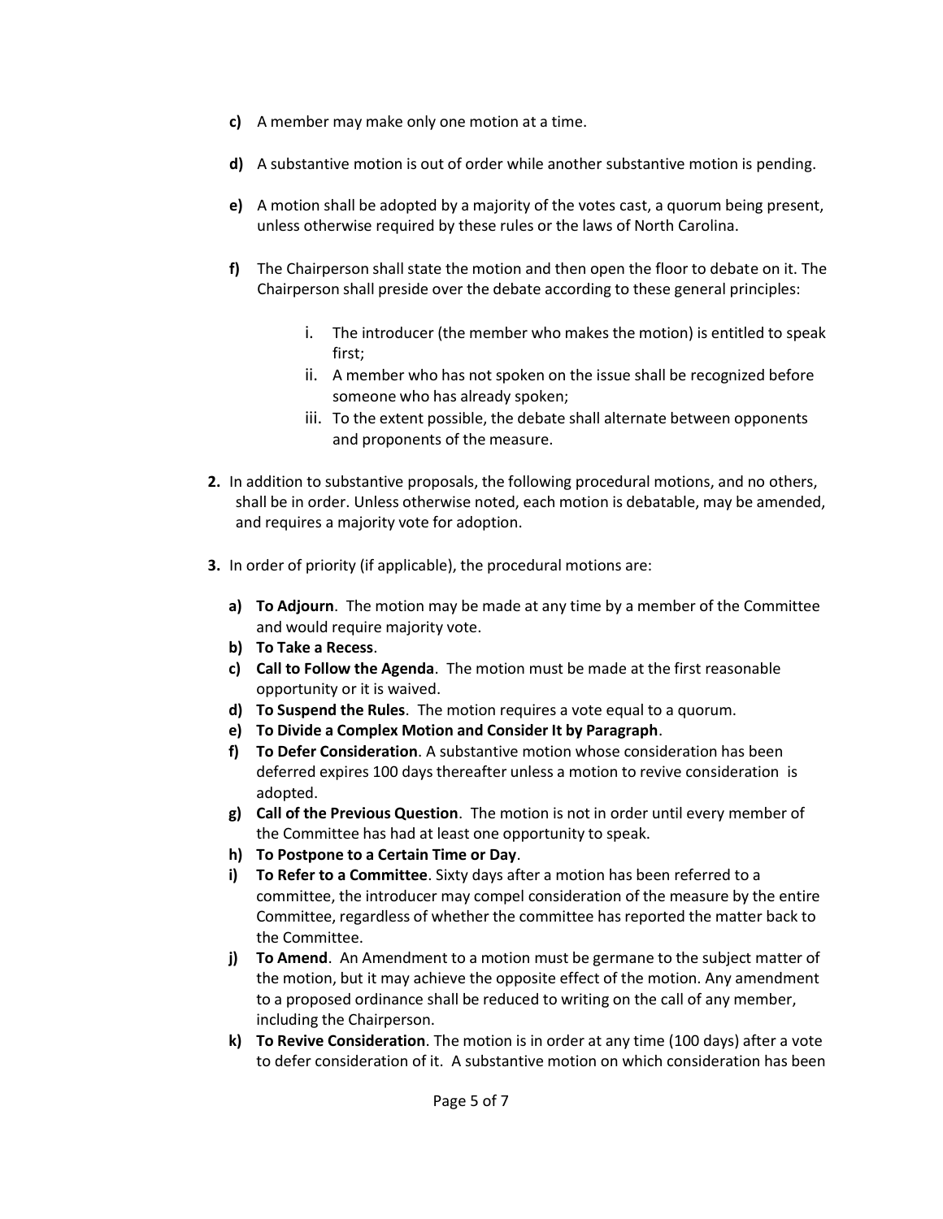c) A member may make only one motion at a time.

d) A substantive motion is out of order while another substantive motion is pending.

e) A motion shall be adopted by a majority of the votes cast, a quorum being present, unless otherwise required by these rules or the laws of North Carolina.

f) The Chairperson shall state the motion and then open the floor to debate on it. The Chairperson shall preside over the debate according to these general principles:

   i. The introducer (the member who makes the motion) is entitled to speak first;
   ii. A member who has not spoken on the issue shall be recognized before someone who has already spoken;
   iii. To the extent possible, the debate shall alternate between opponents and proponents of the measure.

**2.** In addition to substantive proposals, the following procedural motions, and no others, shall be in order. Unless otherwise noted, each motion is debatable, may be amended, and requires a majority vote for adoption.

**3.** In order of priority (if applicable), the procedural motions are:

a) **To Adjourn**. The motion may be made at any time by a member of the Committee and would require majority vote.

b) **To Take a Recess**.

c) **Call to Follow the Agenda**. The motion must be made at the first reasonable opportunity or it is waived.

d) **To Suspend the Rules**. The motion requires a vote equal to a quorum.

e) **To Divide a Complex Motion and Consider It by Paragraph**.

f) **To Defer Consideration**. A substantive motion whose consideration has been deferred expires 100 days thereafter unless a motion to revive consideration is adopted.

g) **Call of the Previous Question**. The motion is not in order until every member of the Committee has had at least one opportunity to speak.

h) **To Postpone to a Certain Time or Day**.

i) **To Refer to a Committee**. Sixty days after a motion has been referred to a committee, the introducer may compel consideration of the measure by the entire Committee, regardless of whether the committee has reported the matter back to the Committee.

j) **To Amend**. An Amendment to a motion must be germane to the subject matter of the motion, but it may achieve the opposite effect of the motion. Any amendment to a proposed ordinance shall be reduced to writing on the call of any member, including the Chairperson.

k) **To Revive Consideration**. The motion is in order at any time (100 days) after a vote to defer consideration of it. A substantive motion on which consideration has been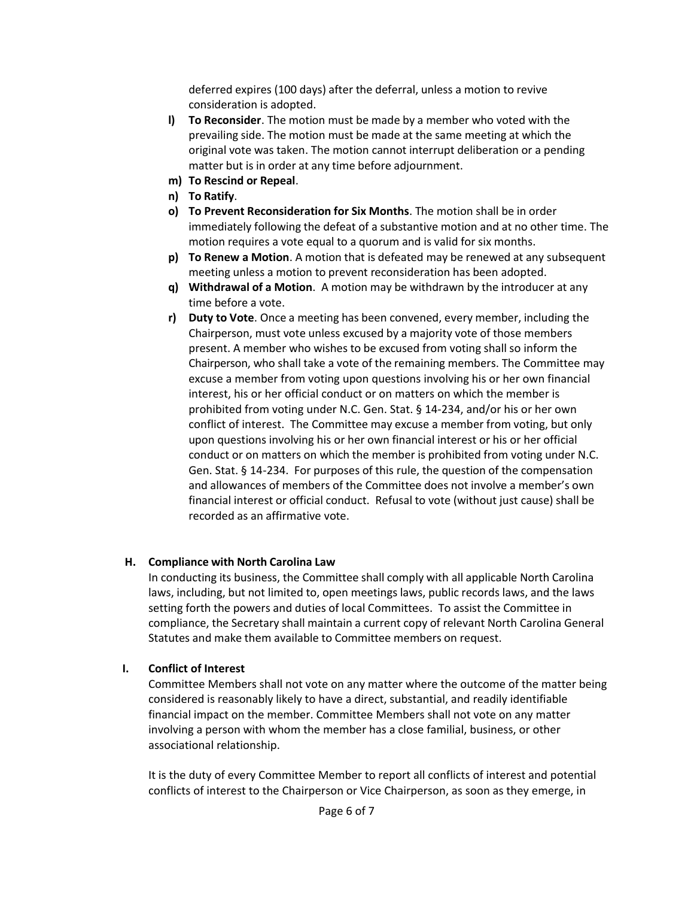deferred expires (100 days) after the deferral, unless a motion to revive consideration is adopted.

- **l) To Reconsider**. The motion must be made by a member who voted with the prevailing side. The motion must be made at the same meeting at which the original vote was taken. The motion cannot interrupt deliberation or a pending matter but is in order at any time before adjournment.
- **m) To Rescind or Repeal**.
- **n) To Ratify**.
- **o) To Prevent Reconsideration for Six Months**. The motion shall be in order immediately following the defeat of a substantive motion and at no other time. The motion requires a vote equal to a quorum and is valid for six months.
- **p) To Renew a Motion**. A motion that is defeated may be renewed at any subsequent meeting unless a motion to prevent reconsideration has been adopted.
- **q) Withdrawal of a Motion**. A motion may be withdrawn by the introducer at any time before a vote.
- **r) Duty to Vote**. Once a meeting has been convened, every member, including the Chairperson, must vote unless excused by a majority vote of those members present. A member who wishes to be excused from voting shall so inform the Chairperson, who shall take a vote of the remaining members. The Committee may excuse a member from voting upon questions involving his or her own financial interest, his or her official conduct or on matters on which the member is prohibited from voting under N.C. Gen. Stat. § 14-234, and/or his or her own conflict of interest. The Committee may excuse a member from voting, but only upon questions involving his or her own financial interest or his or her official conduct or on matters on which the member is prohibited from voting under N.C. Gen. Stat. § 14-234. For purposes of this rule, the question of the compensation and allowances of members of the Committee does not involve a member's own financial interest or official conduct. Refusal to vote (without just cause) shall be recorded as an affirmative vote.

### H. Compliance with North Carolina Law

In conducting its business, the Committee shall comply with all applicable North Carolina laws, including, but not limited to, open meetings laws, public records laws, and the laws setting forth the powers and duties of local Committees. To assist the Committee in compliance, the Secretary shall maintain a current copy of relevant North Carolina General Statutes and make them available to Committee members on request.

### I. Conflict of Interest

Committee Members shall not vote on any matter where the outcome of the matter being considered is reasonably likely to have a direct, substantial, and readily identifiable financial impact on the member. Committee Members shall not vote on any matter involving a person with whom the member has a close familial, business, or other associational relationship.

It is the duty of every Committee Member to report all conflicts of interest and potential conflicts of interest to the Chairperson or Vice Chairperson, as soon as they emerge, in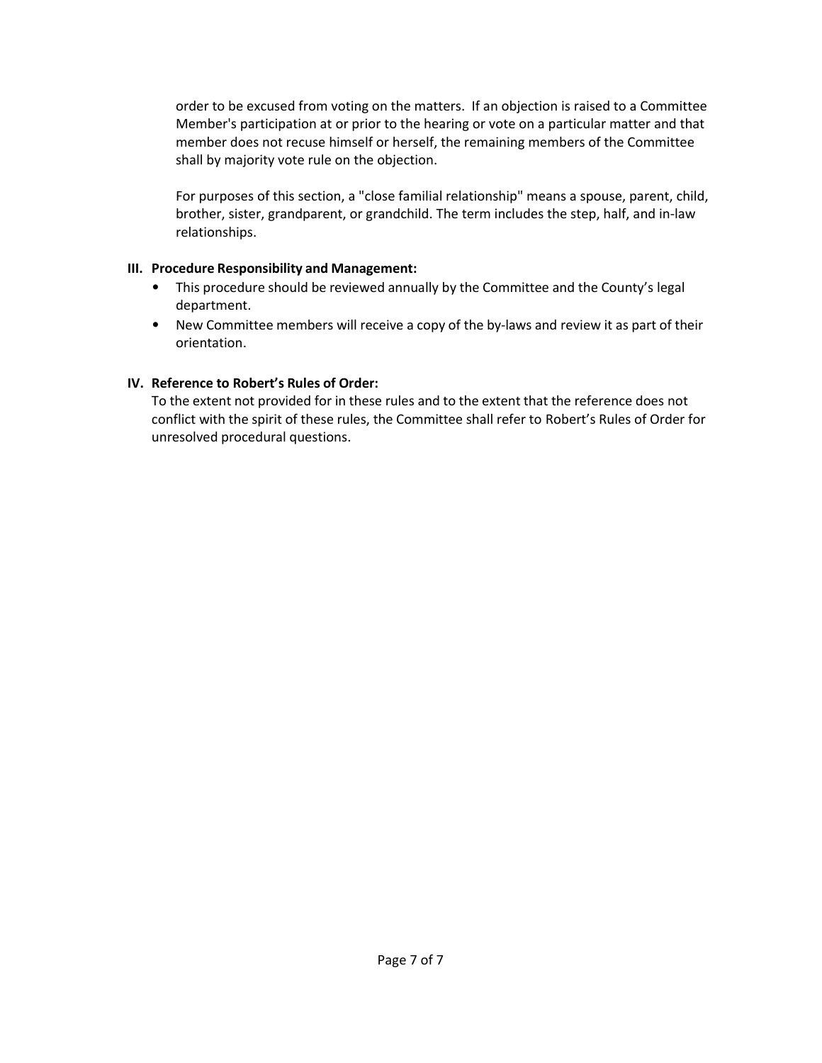order to be excused from voting on the matters. If an objection is raised to a Committee Member's participation at or prior to the hearing or vote on a particular matter and that member does not recuse himself or herself, the remaining members of the Committee shall by majority vote rule on the objection.

For purposes of this section, a "close familial relationship" means a spouse, parent, child, brother, sister, grandparent, or grandchild. The term includes the step, half, and in-law relationships.

**III. Procedure Responsibility and Management:**

- This procedure should be reviewed annually by the Committee and the County's legal department.
- New Committee members will receive a copy of the by-laws and review it as part of their orientation.

**IV. Reference to Robert's Rules of Order:**

To the extent not provided for in these rules and to the extent that the reference does not conflict with the spirit of these rules, the Committee shall refer to Robert's Rules of Order for unresolved procedural questions.